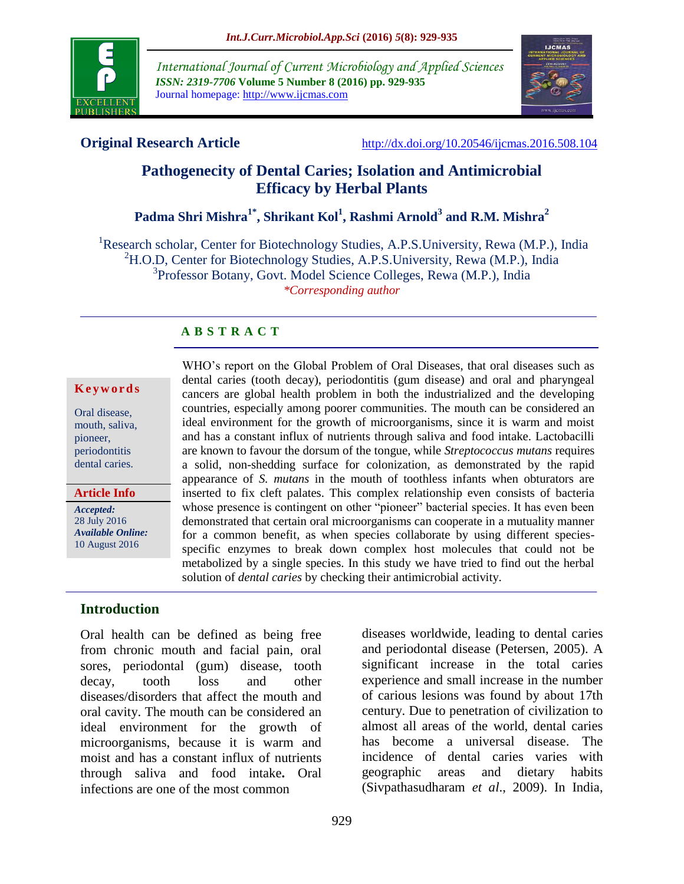International Journal of Current Microbiology and Applied Sciences
**ISSN: 2319-7706 Volume 5 Number 8 (2016) pp. 929-935**
Journal homepage: http://www.ijcmas.com

**Original Research Article** http://dx.doi.org/10.20546/ijcmas.2016.508.104

# Pathogenecity of Dental Caries; Isolation and Antimicrobial Efficacy by Herbal Plants

**Padma Shri Mishra[1*], Shrikant Kol[1], Rashmi Arnold[3] and R.M. Mishra[2]**

[1]Research scholar, Center for Biotechnology Studies, A.P.S.University, Rewa (M.P.), India
[2]H.O.D, Center for Biotechnology Studies, A.P.S.University, Rewa (M.P.), India
[3]Professor Botany, Govt. Model Science Colleges, Rewa (M.P.), India
*Corresponding author

## ABSTRACT

**Keywords**

Oral disease, mouth, saliva, pioneer, periodontitis dental caries.

**Article Info**

*Accepted:* 28 July 2016
*Available Online:* 10 August 2016

WHO's report on the Global Problem of Oral Diseases, that oral diseases such as dental caries (tooth decay), periodontitis (gum disease) and oral and pharyngeal cancers are global health problem in both the industrialized and the developing countries, especially among poorer communities. The mouth can be considered an ideal environment for the growth of microorganisms, since it is warm and moist and has a constant influx of nutrients through saliva and food intake. Lactobacilli are known to favour the dorsum of the tongue, while *Streptococcus mutans* requires a solid, non-shedding surface for colonization, as demonstrated by the rapid appearance of *S. mutans* in the mouth of toothless infants when obturators are inserted to fix cleft palates. This complex relationship even consists of bacteria whose presence is contingent on other "pioneer" bacterial species. It has even been demonstrated that certain oral microorganisms can cooperate in a mutuality manner for a common benefit, as when species collaborate by using different species-specific enzymes to break down complex host molecules that could not be metabolized by a single species. In this study we have tried to find out the herbal solution of *dental caries* by checking their antimicrobial activity.

## Introduction

Oral health can be defined as being free from chronic mouth and facial pain, oral sores, periodontal (gum) disease, tooth decay, tooth loss and other diseases/disorders that affect the mouth and oral cavity. The mouth can be considered an ideal environment for the growth of microorganisms, because it is warm and moist and has a constant influx of nutrients through saliva and food intake**.** Oral infections are one of the most common diseases worldwide, leading to dental caries and periodontal disease (Petersen, 2005). A significant increase in the total caries experience and small increase in the number of carious lesions was found by about 17th century. Due to penetration of civilization to almost all areas of the world, dental caries has become a universal disease. The incidence of dental caries varies with geographic areas and dietary habits (Sivpathasudharam *et al*., 2009). In India,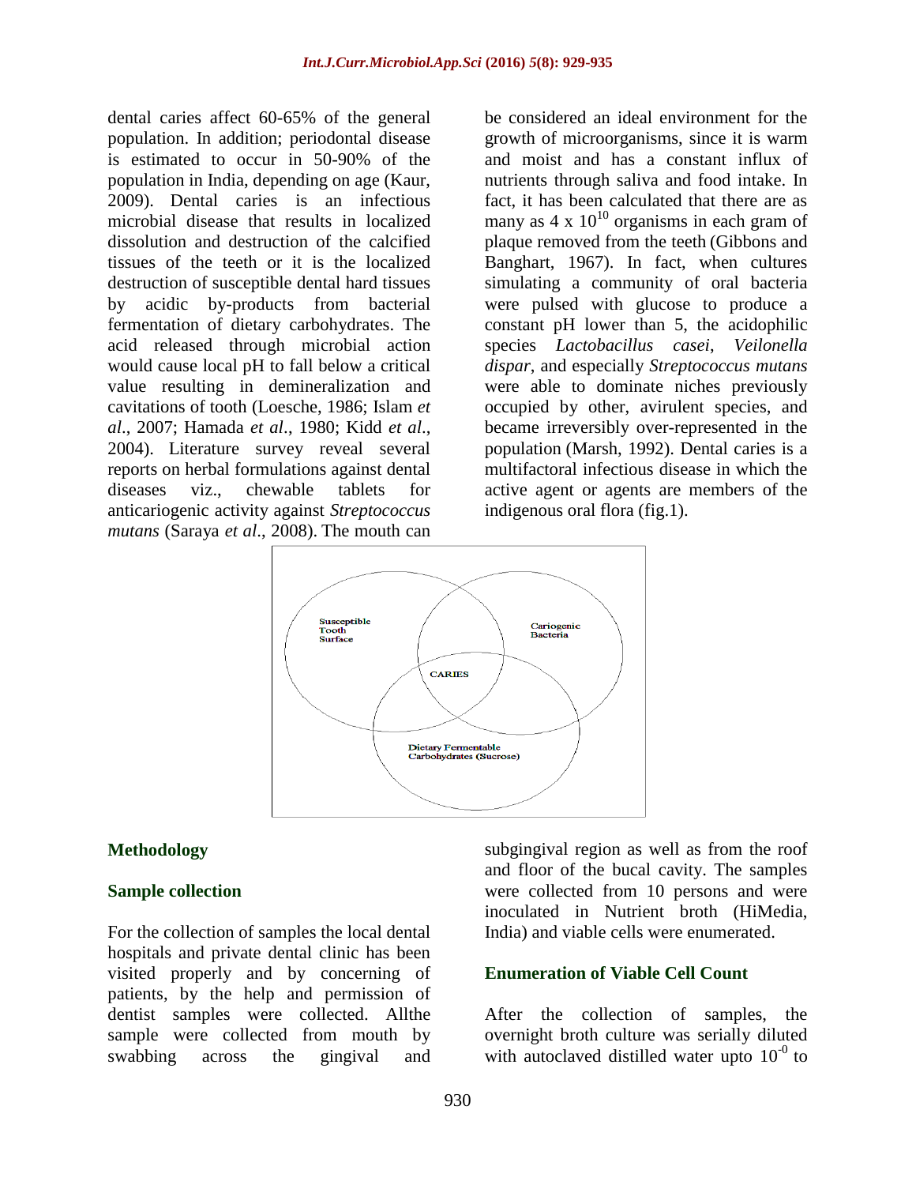dental caries affect 60-65% of the general population. In addition; periodontal disease is estimated to occur in 50-90% of the population in India, depending on age (Kaur, 2009). Dental caries is an infectious microbial disease that results in localized dissolution and destruction of the calcified tissues of the teeth or it is the localized destruction of susceptible dental hard tissues by acidic by-products from bacterial fermentation of dietary carbohydrates. The acid released through microbial action would cause local pH to fall below a critical value resulting in demineralization and cavitations of tooth (Loesche, 1986; Islam *et al*., 2007; Hamada *et al*., 1980; Kidd *et al*., 2004). Literature survey reveal several reports on herbal formulations against dental diseases viz., chewable tablets for anticariogenic activity against *Streptococcus mutans* (Saraya *et al*., 2008). The mouth can be considered an ideal environment for the growth of microorganisms, since it is warm and moist and has a constant influx of nutrients through saliva and food intake. In fact, it has been calculated that there are as many as $4 \times 10^{10}$ organisms in each gram of plaque removed from the teeth (Gibbons and Banghart, 1967). In fact, when cultures simulating a community of oral bacteria were pulsed with glucose to produce a constant pH lower than 5, the acidophilic species *Lactobacillus casei*, *Veilonella dispar*, and especially *Streptococcus mutans* were able to dominate niches previously occupied by other, avirulent species, and became irreversibly over-represented in the population (Marsh, 1992). Dental caries is a multifactoral infectious disease in which the active agent or agents are members of the indigenous oral flora (fig.1).

## Methodology

### Sample collection

For the collection of samples the local dental hospitals and private dental clinic has been visited properly and by concerning of patients, by the help and permission of dentist samples were collected. Allthe sample were collected from mouth by swabbing across the gingival and subgingival region as well as from the roof and floor of the bucal cavity. The samples were collected from 10 persons and were inoculated in Nutrient broth (HiMedia, India) and viable cells were enumerated.

### Enumeration of Viable Cell Count

After the collection of samples, the overnight broth culture was serially diluted with autoclaved distilled water upto $10^{-0}$ to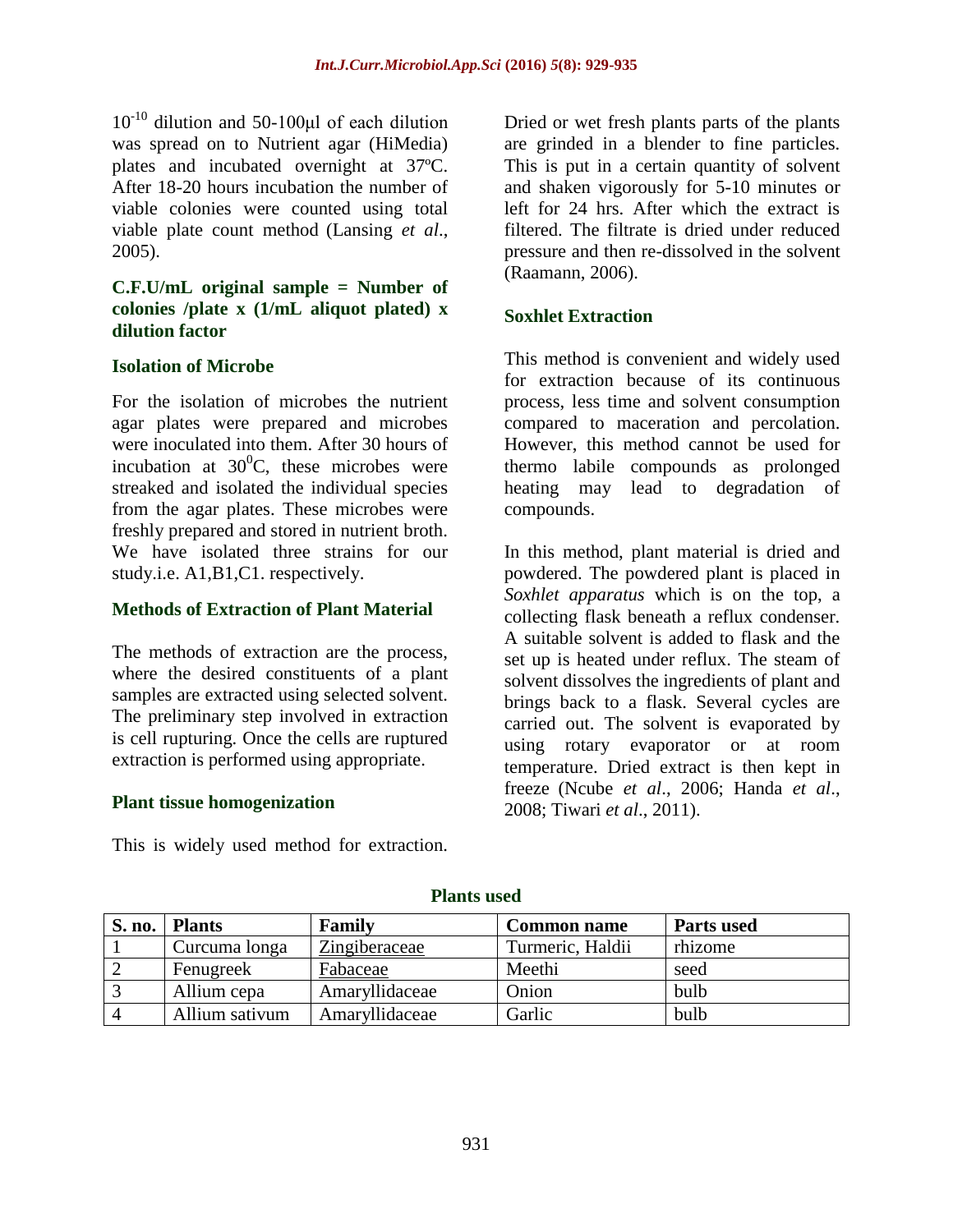$10^{-10}$ dilution and 50-100µl of each dilution was spread on to Nutrient agar (HiMedia) plates and incubated overnight at 37ºC. After 18-20 hours incubation the number of viable colonies were counted using total viable plate count method (Lansing *et al*., 2005).

**C.F.U/mL original sample = Number of colonies /plate x (1/mL aliquot plated) x dilution factor**

### Isolation of Microbe

For the isolation of microbes the nutrient agar plates were prepared and microbes were inoculated into them. After 30 hours of incubation at $30^0$C, these microbes were streaked and isolated the individual species from the agar plates. These microbes were freshly prepared and stored in nutrient broth. We have isolated three strains for our study.i.e. A1,B1,C1. respectively.

### Methods of Extraction of Plant Material

The methods of extraction are the process, where the desired constituents of a plant samples are extracted using selected solvent. The preliminary step involved in extraction is cell rupturing. Once the cells are ruptured extraction is performed using appropriate.

### Plant tissue homogenization

This is widely used method for extraction. Dried or wet fresh plants parts of the plants are grinded in a blender to fine particles. This is put in a certain quantity of solvent and shaken vigorously for 5-10 minutes or left for 24 hrs. After which the extract is filtered. The filtrate is dried under reduced pressure and then re-dissolved in the solvent (Raamann, 2006).

### Soxhlet Extraction

This method is convenient and widely used for extraction because of its continuous process, less time and solvent consumption compared to maceration and percolation. However, this method cannot be used for thermo labile compounds as prolonged heating may lead to degradation of compounds.

In this method, plant material is dried and powdered. The powdered plant is placed in *Soxhlet apparatus* which is on the top, a collecting flask beneath a reflux condenser. A suitable solvent is added to flask and the set up is heated under reflux. The steam of solvent dissolves the ingredients of plant and brings back to a flask. Several cycles are carried out. The solvent is evaporated by using rotary evaporator or at room temperature. Dried extract is then kept in freeze (Ncube *et al*., 2006; Handa *et al*., 2008; Tiwari *et al*., 2011).

**Plants used**

| S. no. | Plants | Family | Common name | Parts used |
|---|---|---|---|---|
| 1 | Curcuma longa | Zingiberaceae | Turmeric, Haldii | rhizome |
| 2 | Fenugreek | Fabaceae | Meethi | seed |
| 3 | Allium cepa | Amaryllidaceae | Onion | bulb |
| 4 | Allium sativum | Amaryllidaceae | Garlic | bulb |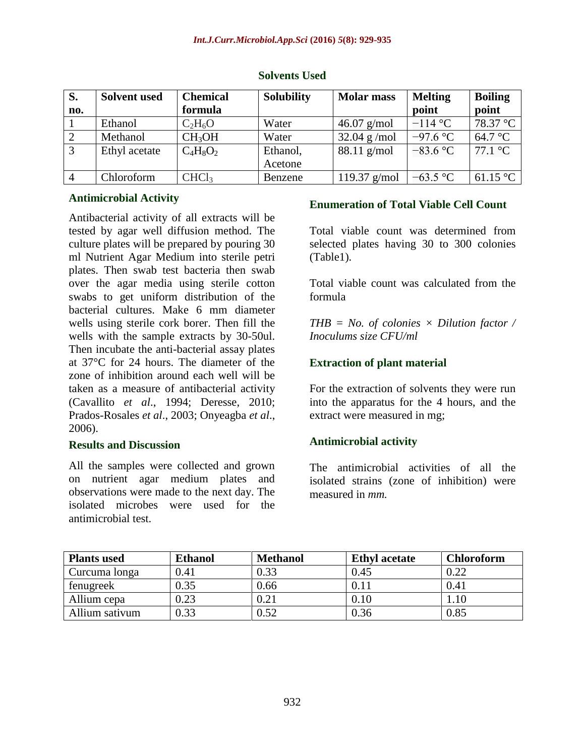**Solvents Used**

| S. no. | Solvent used | Chemical formula | Solubility | Molar mass | Melting point | Boiling point |
|---|---|---|---|---|---|---|
| 1 | Ethanol | $C_2H_6O$ | Water | 46.07 g/mol | −114 °C | 78.37 °C |
| 2 | Methanol | $CH_3OH$ | Water | 32.04 g /mol | −97.6 °C | 64.7 °C |
| 3 | Ethyl acetate | $C_4H_8O_2$ | Ethanol, Acetone | 88.11 g/mol | −83.6 °C | 77.1 °C |
| 4 | Chloroform | $CHCl_3$ | Benzene | 119.37 g/mol | −63.5 °C | 61.15 °C |

### Antimicrobial Activity

Antibacterial activity of all extracts will be tested by agar well diffusion method. The culture plates will be prepared by pouring 30 ml Nutrient Agar Medium into sterile petri plates. Then swab test bacteria then swab over the agar media using sterile cotton swabs to get uniform distribution of the bacterial cultures. Make 6 mm diameter wells using sterile cork borer. Then fill the wells with the sample extracts by 30-50ul. Then incubate the anti-bacterial assay plates at 37°C for 24 hours. The diameter of the zone of inhibition around each well will be taken as a measure of antibacterial activity (Cavallito *et al*., 1994; Deresse, 2010; Prados-Rosales *et al*., 2003; Onyeagba *et al*., 2006).

### Results and Discussion

All the samples were collected and grown on nutrient agar medium plates and observations were made to the next day. The isolated microbes were used for the antimicrobial test.

### Enumeration of Total Viable Cell Count

Total viable count was determined from selected plates having 30 to 300 colonies (Table1).

Total viable count was calculated from the formula

*THB = No. of colonies × Dilution factor / Inoculums size CFU/ml*

### Extraction of plant material

For the extraction of solvents they were run into the apparatus for the 4 hours, and the extract were measured in mg;

### Antimicrobial activity

The antimicrobial activities of all the isolated strains (zone of inhibition) were measured in *mm.*

| Plants used | Ethanol | Methanol | Ethyl acetate | Chloroform |
|---|---|---|---|---|
| Curcuma longa | 0.41 | 0.33 | 0.45 | 0.22 |
| fenugreek | 0.35 | 0.66 | 0.11 | 0.41 |
| Allium cepa | 0.23 | 0.21 | 0.10 | 1.10 |
| Allium sativum | 0.33 | 0.52 | 0.36 | 0.85 |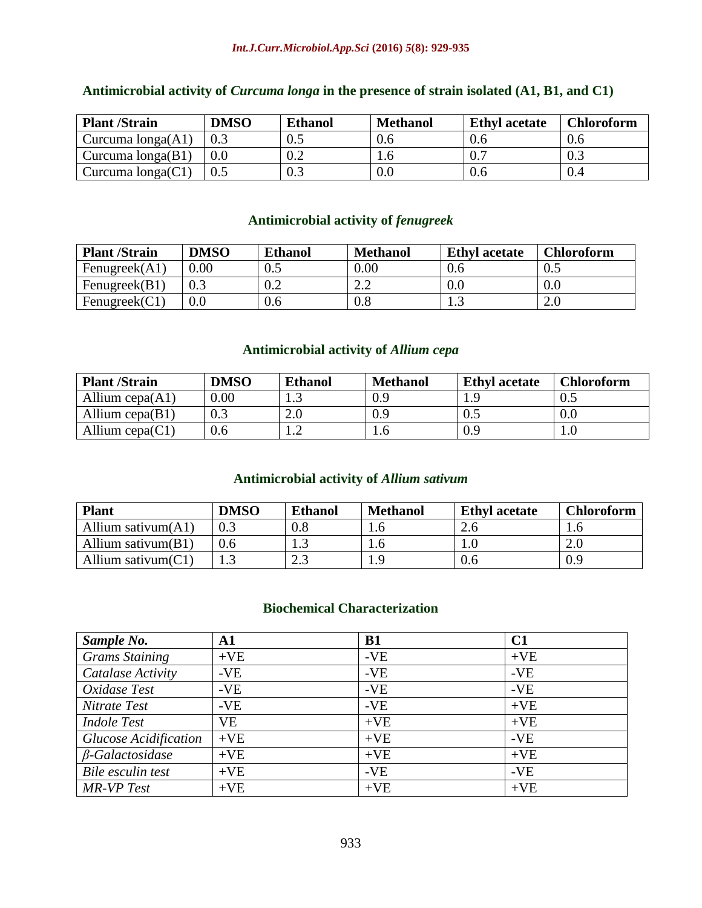### Antimicrobial activity of *Curcuma longa* in the presence of strain isolated (A1, B1, and C1)

| Plant /Strain | DMSO | Ethanol | Methanol | Ethyl acetate | Chloroform |
|---|---|---|---|---|---|
| Curcuma longa(A1) | 0.3 | 0.5 | 0.6 | 0.6 | 0.6 |
| Curcuma longa(B1) | 0.0 | 0.2 | 1.6 | 0.7 | 0.3 |
| Curcuma longa(C1) | 0.5 | 0.3 | 0.0 | 0.6 | 0.4 |

### Antimicrobial activity of *fenugreek*

| Plant /Strain | DMSO | Ethanol | Methanol | Ethyl acetate | Chloroform |
|---|---|---|---|---|---|
| Fenugreek(A1) | 0.00 | 0.5 | 0.00 | 0.6 | 0.5 |
| Fenugreek(B1) | 0.3 | 0.2 | 2.2 | 0.0 | 0.0 |
| Fenugreek(C1) | 0.0 | 0.6 | 0.8 | 1.3 | 2.0 |

### Antimicrobial activity of *Allium cepa*

| Plant /Strain | DMSO | Ethanol | Methanol | Ethyl acetate | Chloroform |
|---|---|---|---|---|---|
| Allium cepa(A1) | 0.00 | 1.3 | 0.9 | 1.9 | 0.5 |
| Allium cepa(B1) | 0.3 | 2.0 | 0.9 | 0.5 | 0.0 |
| Allium cepa(C1) | 0.6 | 1.2 | 1.6 | 0.9 | 1.0 |

### Antimicrobial activity of *Allium sativum*

| Plant | DMSO | Ethanol | Methanol | Ethyl acetate | Chloroform |
|---|---|---|---|---|---|
| Allium sativum(A1) | 0.3 | 0.8 | 1.6 | 2.6 | 1.6 |
| Allium sativum(B1) | 0.6 | 1.3 | 1.6 | 1.0 | 2.0 |
| Allium sativum(C1) | 1.3 | 2.3 | 1.9 | 0.6 | 0.9 |

### Biochemical Characterization

| *Sample No.* | A1 | B1 | C1 |
|---|---|---|---|
| *Grams Staining* | +VE | -VE | +VE |
| *Catalase Activity* | -VE | -VE | -VE |
| *Oxidase Test* | -VE | -VE | -VE |
| *Nitrate Test* | -VE | -VE | +VE |
| *Indole Test* | VE | +VE | +VE |
| *Glucose Acidification* | +VE | +VE | -VE |
| *β-Galactosidase* | +VE | +VE | +VE |
| *Bile esculin test* | +VE | -VE | -VE |
| *MR-VP Test* | +VE | +VE | +VE |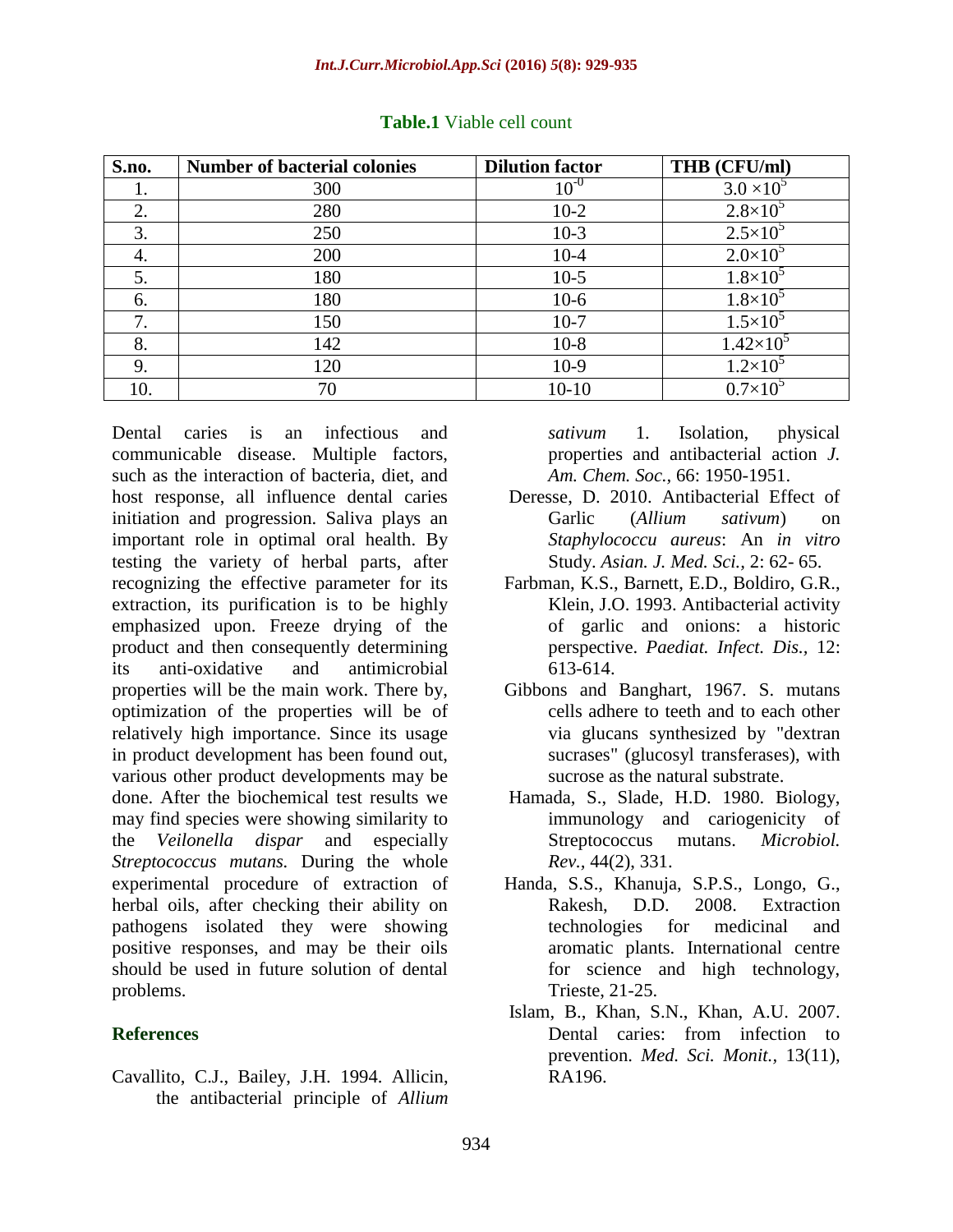**Table.1** Viable cell count

| S.no. | Number of bacterial colonies | Dilution factor | THB (CFU/ml) |
|---|---|---|---|
| 1. | 300 | $10^{-0}$ | $3.0 \times 10^5$ |
| 2. | 280 | 10-2 | $2.8\times10^5$ |
| 3. | 250 | 10-3 | $2.5\times10^5$ |
| 4. | 200 | 10-4 | $2.0\times10^5$ |
| 5. | 180 | 10-5 | $1.8\times10^5$ |
| 6. | 180 | 10-6 | $1.8\times10^5$ |
| 7. | 150 | 10-7 | $1.5\times10^5$ |
| 8. | 142 | 10-8 | $1.42\times10^5$ |
| 9. | 120 | 10-9 | $1.2\times10^5$ |
| 10. | 70 | 10-10 | $0.7\times10^5$ |

Dental caries is an infectious and communicable disease. Multiple factors, such as the interaction of bacteria, diet, and host response, all influence dental caries initiation and progression. Saliva plays an important role in optimal oral health. By testing the variety of herbal parts, after recognizing the effective parameter for its extraction, its purification is to be highly emphasized upon. Freeze drying of the product and then consequently determining its anti-oxidative and antimicrobial properties will be the main work. There by, optimization of the properties will be of relatively high importance. Since its usage in product development has been found out, various other product developments may be done. After the biochemical test results we may find species were showing similarity to the *Veilonella dispar* and especially *Streptococcus mutans.* During the whole experimental procedure of extraction of herbal oils, after checking their ability on pathogens isolated they were showing positive responses, and may be their oils should be used in future solution of dental problems.

## References

Cavallito, C.J., Bailey, J.H. 1994. Allicin, the antibacterial principle of *Allium sativum* 1. Isolation, physical properties and antibacterial action *J. Am. Chem. Soc.*, 66: 1950-1951.

Deresse, D. 2010. Antibacterial Effect of Garlic (*Allium sativum*) on *Staphylococcu aureus*: An *in vitro* Study. *Asian. J. Med. Sci.,* 2: 62- 65.

Farbman, K.S., Barnett, E.D., Boldiro, G.R., Klein, J.O. 1993. Antibacterial activity of garlic and onions: a historic perspective. *Paediat. Infect. Dis.,* 12: 613-614.

Gibbons and Banghart, 1967. S. mutans cells adhere to teeth and to each other via glucans synthesized by "dextran sucrases" (glucosyl transferases), with sucrose as the natural substrate.

Hamada, S., Slade, H.D. 1980. Biology, immunology and cariogenicity of Streptococcus mutans. *Microbiol. Rev.,* 44(2), 331.

Handa, S.S., Khanuja, S.P.S., Longo, G., Rakesh, D.D. 2008. Extraction technologies for medicinal and aromatic plants. International centre for science and high technology, Trieste, 21-25.

Islam, B., Khan, S.N., Khan, A.U. 2007. Dental caries: from infection to prevention. *Med. Sci. Monit.,* 13(11), RA196.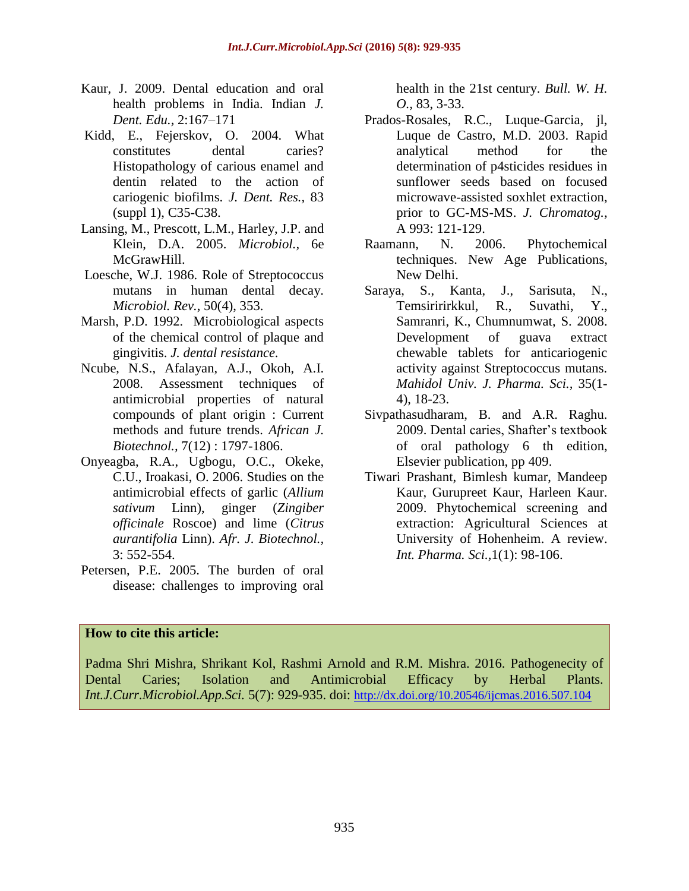Kaur, J. 2009. Dental education and oral health problems in India. Indian *J. Dent. Edu.,* 2:167–171

Kidd, E., Fejerskov, O. 2004. What constitutes dental caries? Histopathology of carious enamel and dentin related to the action of cariogenic biofilms. *J. Dent. Res.,* 83 (suppl 1), C35-C38.

Lansing, M., Prescott, L.M., Harley, J.P. and Klein, D.A. 2005. *Microbiol.,* 6e McGrawHill.

Loesche, W.J. 1986. Role of Streptococcus mutans in human dental decay. *Microbiol. Rev.*, 50(4), 353.

Marsh, P.D. 1992. Microbiological aspects of the chemical control of plaque and gingivitis. *J. dental resistance.*

Ncube, N.S., Afalayan, A.J., Okoh, A.I. 2008. Assessment techniques of antimicrobial properties of natural compounds of plant origin : Current methods and future trends. *African J. Biotechnol.,* 7(12) : 1797-1806.

Onyeagba, R.A., Ugbogu, O.C., Okeke, C.U., Iroakasi, O. 2006. Studies on the antimicrobial effects of garlic (*Allium sativum* Linn), ginger (*Zingiber officinale* Roscoe) and lime (*Citrus aurantifolia* Linn). *Afr. J. Biotechnol.,* 3: 552-554.

Petersen, P.E. 2005. The burden of oral disease: challenges to improving oral health in the 21st century. *Bull. W. H. O.*, 83, 3-33.

Prados-Rosales, R.C., Luque-Garcia, jl, Luque de Castro, M.D. 2003. Rapid analytical method for the determination of p4sticides residues in sunflower seeds based on focused microwave-assisted soxhlet extraction, prior to GC-MS-MS. *J. Chromatog.,* A 993: 121-129.

Raamann, N. 2006. Phytochemical techniques. New Age Publications, New Delhi.

Saraya, S., Kanta, J., Sarisuta, N., Temsiririrkkul, R., Suvathi, Y., Samranri, K., Chumnumwat, S. 2008. Development of guava extract chewable tablets for anticariogenic activity against Streptococcus mutans. *Mahidol Univ. J. Pharma. Sci.*, 35(1-4), 18-23.

Sivpathasudharam, B. and A.R. Raghu. 2009. Dental caries, Shafter's textbook of oral pathology 6 th edition, Elsevier publication, pp 409.

Tiwari Prashant, Bimlesh kumar, Mandeep Kaur, Gurupreet Kaur, Harleen Kaur. 2009. Phytochemical screening and extraction: Agricultural Sciences at University of Hohenheim. A review. *Int. Pharma. Sci.*,1(1): 98-106.

**How to cite this article:**

Padma Shri Mishra, Shrikant Kol, Rashmi Arnold and R.M. Mishra. 2016. Pathogenecity of Dental Caries; Isolation and Antimicrobial Efficacy by Herbal Plants. *Int.J.Curr.Microbiol.App.Sci.* 5(7): 929-935. doi: http://dx.doi.org/10.20546/ijcmas.2016.507.104